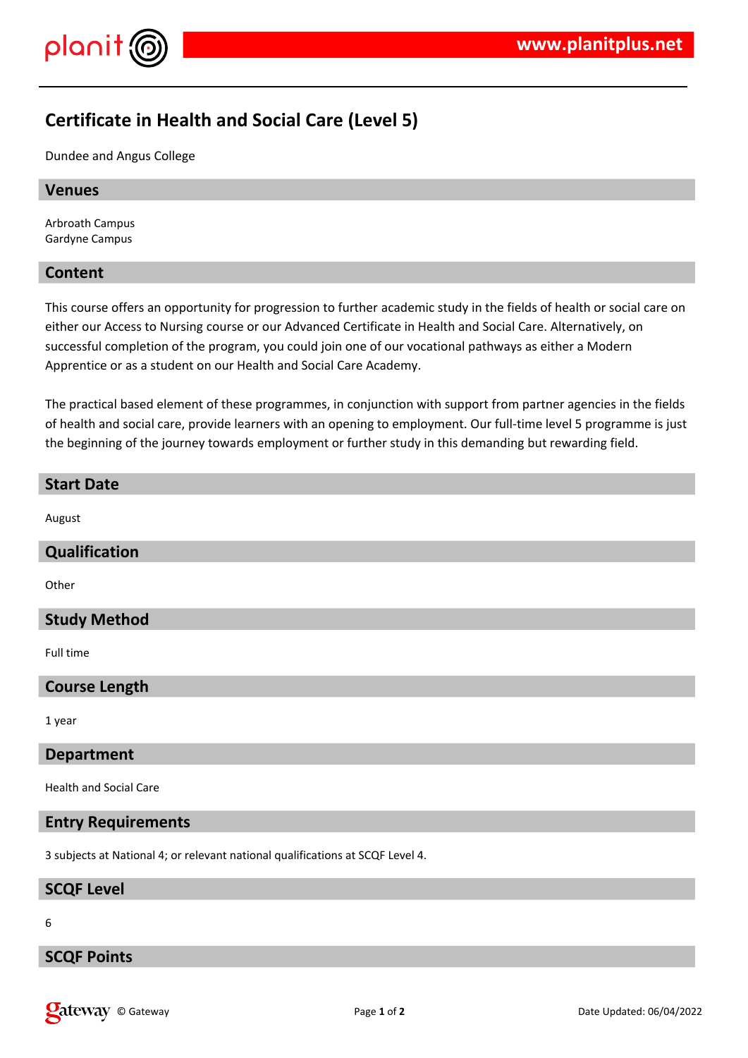# Certificate in Health and Social Care (Level 5)

Dundee and Angus College

## Venues

Arbroath Campus
Gardyne Campus

## Content

This course offers an opportunity for progression to further academic study in the fields of health or social care on either our Access to Nursing course or our Advanced Certificate in Health and Social Care. Alternatively, on successful completion of the program, you could join one of our vocational pathways as either a Modern Apprentice or as a student on our Health and Social Care Academy.

The practical based element of these programmes, in conjunction with support from partner agencies in the fields of health and social care, provide learners with an opening to employment. Our full-time level 5 programme is just the beginning of the journey towards employment or further study in this demanding but rewarding field.

## Start Date

August

## Qualification

Other

## Study Method

Full time

## Course Length

1 year

## Department

Health and Social Care

## Entry Requirements

3 subjects at National 4; or relevant national qualifications at SCQF Level 4.

## SCQF Level

6

## SCQF Points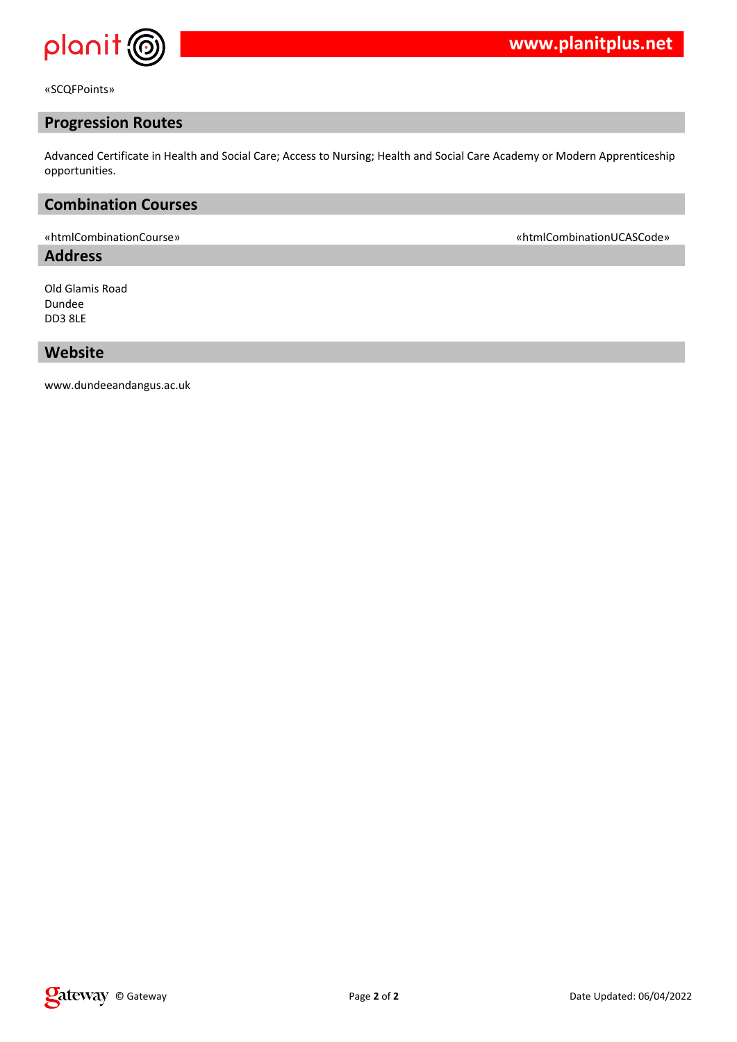«SCQFPoints»

## Progression Routes

Advanced Certificate in Health and Social Care; Access to Nursing; Health and Social Care Academy or Modern Apprenticeship opportunities.

## Combination Courses

«htmlCombinationCourse» «htmlCombinationUCASCode»

## Address

Old Glamis Road
Dundee
DD3 8LE

## Website

www.dundeeandangus.ac.uk